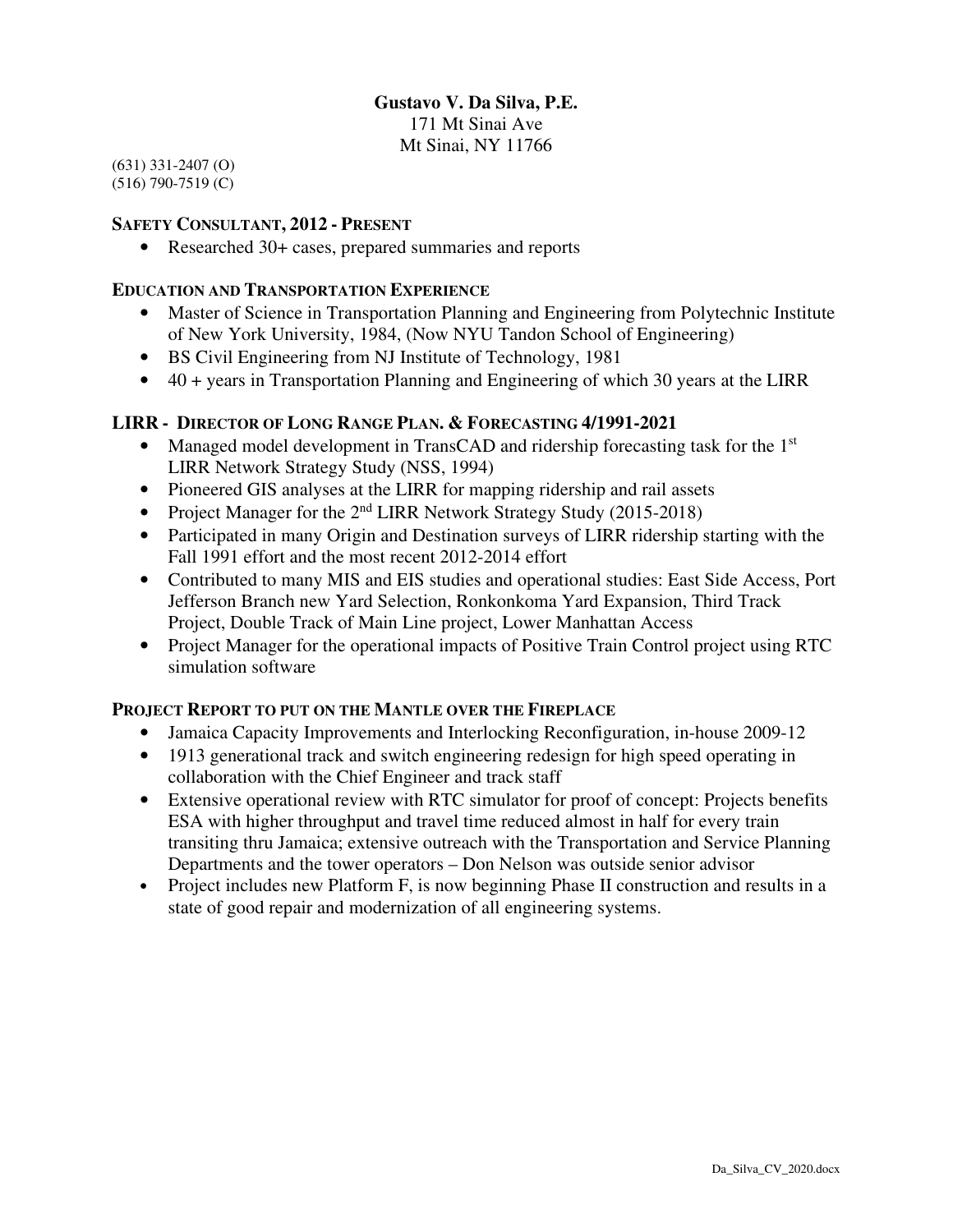**Gustavo V. Da Silva, P.E.**
171 Mt Sinai Ave
Mt Sinai, NY 11766

(631) 331-2407 (O)
(516) 790-7519 (C)

### SAFETY CONSULTANT, 2012 - PRESENT

- Researched 30+ cases, prepared summaries and reports

### EDUCATION AND TRANSPORTATION EXPERIENCE

- Master of Science in Transportation Planning and Engineering from Polytechnic Institute of New York University, 1984, (Now NYU Tandon School of Engineering)
- BS Civil Engineering from NJ Institute of Technology, 1981
- 40 + years in Transportation Planning and Engineering of which 30 years at the LIRR

### LIRR - DIRECTOR OF LONG RANGE PLAN. & FORECASTING 4/1991-2021

- Managed model development in TransCAD and ridership forecasting task for the 1st LIRR Network Strategy Study (NSS, 1994)
- Pioneered GIS analyses at the LIRR for mapping ridership and rail assets
- Project Manager for the 2nd LIRR Network Strategy Study (2015-2018)
- Participated in many Origin and Destination surveys of LIRR ridership starting with the Fall 1991 effort and the most recent 2012-2014 effort
- Contributed to many MIS and EIS studies and operational studies: East Side Access, Port Jefferson Branch new Yard Selection, Ronkonkoma Yard Expansion, Third Track Project, Double Track of Main Line project, Lower Manhattan Access
- Project Manager for the operational impacts of Positive Train Control project using RTC simulation software

### PROJECT REPORT TO PUT ON THE MANTLE OVER THE FIREPLACE

- Jamaica Capacity Improvements and Interlocking Reconfiguration, in-house 2009-12
- 1913 generational track and switch engineering redesign for high speed operating in collaboration with the Chief Engineer and track staff
- Extensive operational review with RTC simulator for proof of concept: Projects benefits ESA with higher throughput and travel time reduced almost in half for every train transiting thru Jamaica; extensive outreach with the Transportation and Service Planning Departments and the tower operators – Don Nelson was outside senior advisor
- Project includes new Platform F, is now beginning Phase II construction and results in a state of good repair and modernization of all engineering systems.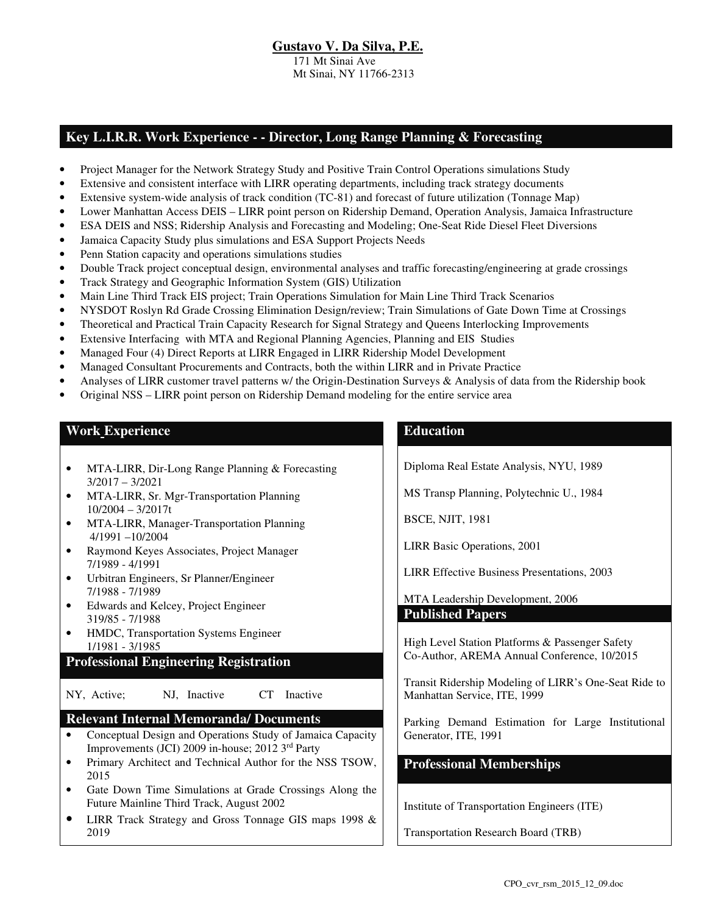**Gustavo V. Da Silva, P.E.**

171 Mt Sinai Ave
Mt Sinai, NY 11766-2313

## Key L.I.R.R. Work Experience - - Director, Long Range Planning & Forecasting

- Project Manager for the Network Strategy Study and Positive Train Control Operations simulations Study
- Extensive and consistent interface with LIRR operating departments, including track strategy documents
- Extensive system-wide analysis of track condition (TC-81) and forecast of future utilization (Tonnage Map)
- Lower Manhattan Access DEIS – LIRR point person on Ridership Demand, Operation Analysis, Jamaica Infrastructure
- ESA DEIS and NSS; Ridership Analysis and Forecasting and Modeling; One-Seat Ride Diesel Fleet Diversions
- Jamaica Capacity Study plus simulations and ESA Support Projects Needs
- Penn Station capacity and operations simulations studies
- Double Track project conceptual design, environmental analyses and traffic forecasting/engineering at grade crossings
- Track Strategy and Geographic Information System (GIS) Utilization
- Main Line Third Track EIS project; Train Operations Simulation for Main Line Third Track Scenarios
- NYSDOT Roslyn Rd Grade Crossing Elimination Design/review; Train Simulations of Gate Down Time at Crossings
- Theoretical and Practical Train Capacity Research for Signal Strategy and Queens Interlocking Improvements
- Extensive Interfacing with MTA and Regional Planning Agencies, Planning and EIS Studies
- Managed Four (4) Direct Reports at LIRR Engaged in LIRR Ridership Model Development
- Managed Consultant Procurements and Contracts, both the within LIRR and in Private Practice
- Analyses of LIRR customer travel patterns w/ the Origin-Destination Surveys & Analysis of data from the Ridership book
- Original NSS – LIRR point person on Ridership Demand modeling for the entire service area

## Work Experience

- MTA-LIRR, Dir-Long Range Planning & Forecasting
  3/2017 – 3/2021
- MTA-LIRR, Sr. Mgr-Transportation Planning
  10/2004 – 3/2017t
- MTA-LIRR, Manager-Transportation Planning
  4/1991 –10/2004
- Raymond Keyes Associates, Project Manager
  7/1989 - 4/1991
- Urbitran Engineers, Sr Planner/Engineer
  7/1988 - 7/1989
- Edwards and Kelcey, Project Engineer
  319/85 - 7/1988
- HMDC, Transportation Systems Engineer
  1/1981 - 3/1985

## Professional Engineering Registration

NY, Active; NJ, Inactive CT Inactive

## Relevant Internal Memoranda/ Documents

- Conceptual Design and Operations Study of Jamaica Capacity Improvements (JCI) 2009 in-house; 2012 3rd Party
- Primary Architect and Technical Author for the NSS TSOW, 2015
- Gate Down Time Simulations at Grade Crossings Along the Future Mainline Third Track, August 2002
- LIRR Track Strategy and Gross Tonnage GIS maps 1998 & 2019

## Education

Diploma Real Estate Analysis, NYU, 1989

MS Transp Planning, Polytechnic U., 1984

BSCE, NJIT, 1981

LIRR Basic Operations, 2001

LIRR Effective Business Presentations, 2003

MTA Leadership Development, 2006

## Published Papers

High Level Station Platforms & Passenger Safety Co-Author, AREMA Annual Conference, 10/2015

Transit Ridership Modeling of LIRR's One-Seat Ride to Manhattan Service, ITE, 1999

Parking Demand Estimation for Large Institutional Generator, ITE, 1991

## Professional Memberships

Institute of Transportation Engineers (ITE)

Transportation Research Board (TRB)

CPO_cvr_rsm_2015_12_09.doc